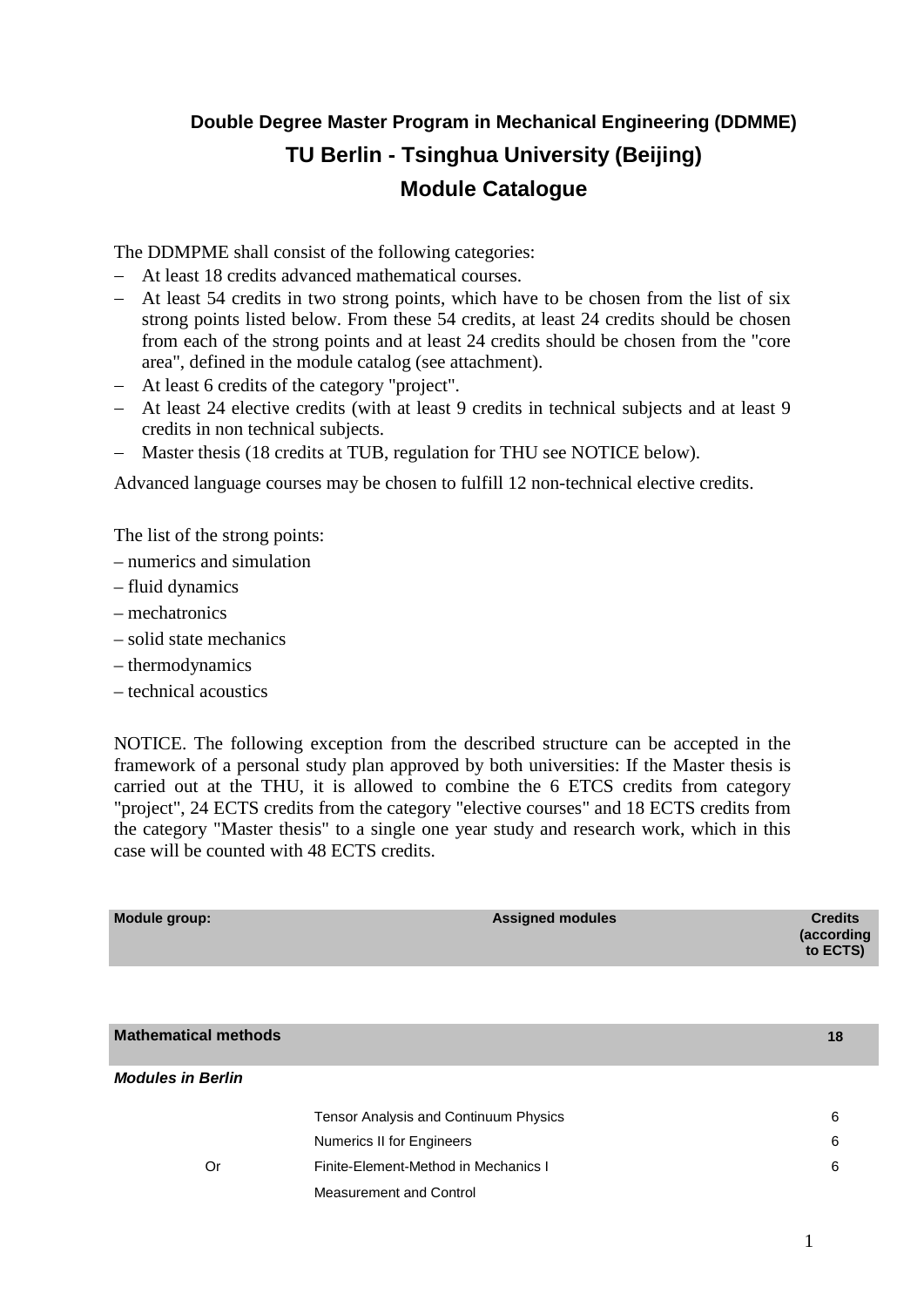**Double Degree Master Program in Mechanical Engineering (DDMME)**

## TU Berlin - Tsinghua University (Beijing)

## Module Catalogue

The DDMPME shall consist of the following categories:

- At least 18 credits advanced mathematical courses.
- At least 54 credits in two strong points, which have to be chosen from the list of six strong points listed below. From these 54 credits, at least 24 credits should be chosen from each of the strong points and at least 24 credits should be chosen from the "core area", defined in the module catalog (see attachment).
- At least 6 credits of the category "project".
- At least 24 elective credits (with at least 9 credits in technical subjects and at least 9 credits in non technical subjects.
- Master thesis (18 credits at TUB, regulation for THU see NOTICE below).

Advanced language courses may be chosen to fulfill 12 non-technical elective credits.

The list of the strong points:

– numerics and simulation
– fluid dynamics
– mechatronics
– solid state mechanics
– thermodynamics
– technical acoustics

NOTICE. The following exception from the described structure can be accepted in the framework of a personal study plan approved by both universities: If the Master thesis is carried out at the THU, it is allowed to combine the 6 ETCS credits from category "project", 24 ECTS credits from the category "elective courses" and 18 ECTS credits from the category "Master thesis" to a single one year study and research work, which in this case will be counted with 48 ECTS credits.

| Module group: | Assigned modules | Credits (according to ECTS) |
|---|---|---|
| **Mathematical methods** | | **18** |
| ***Modules in Berlin*** | | |
| | Tensor Analysis and Continuum Physics | 6 |
| | Numerics II for Engineers | 6 |
| Or | Finite-Element-Method in Mechanics I | 6 |
| | Measurement and Control | |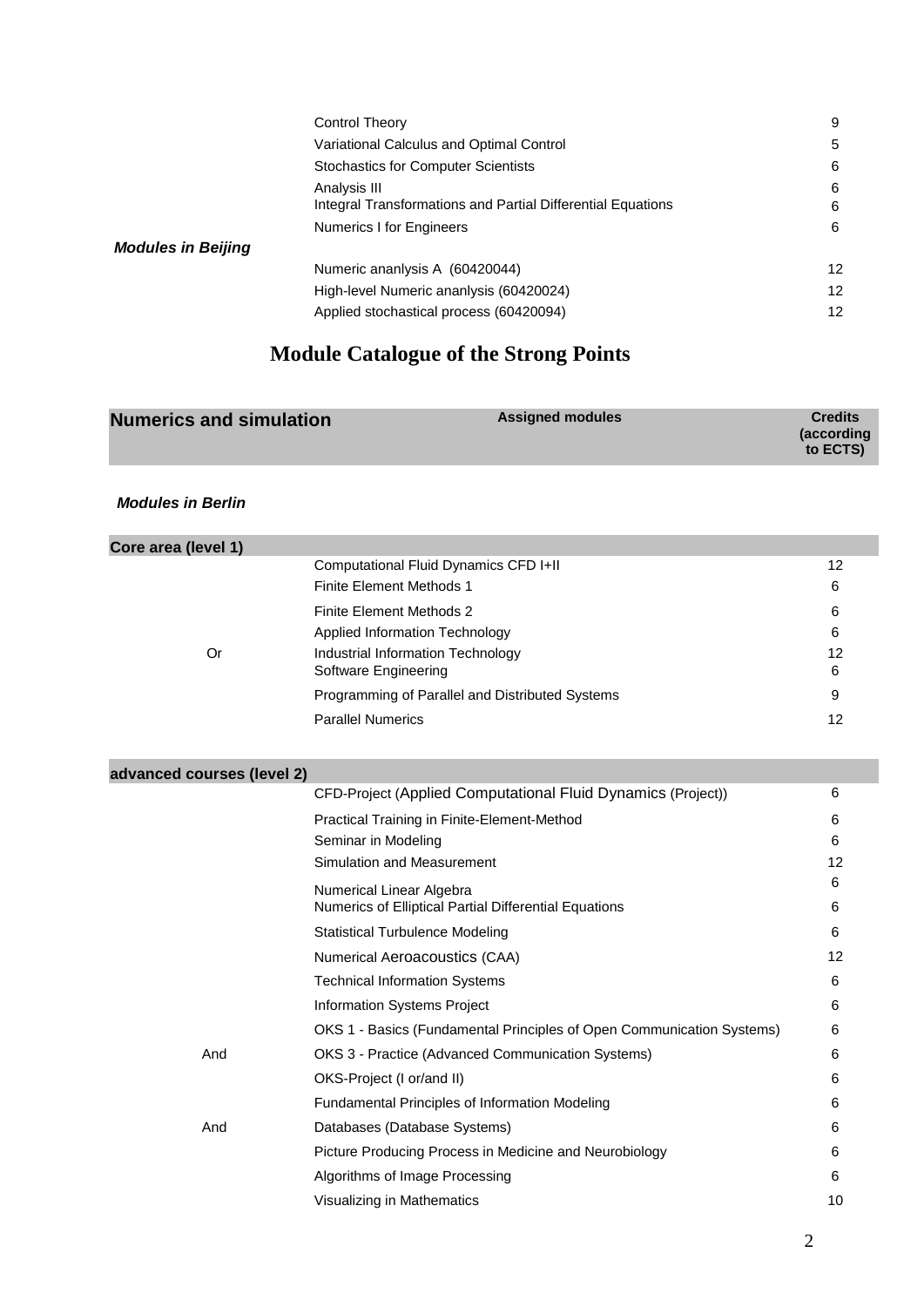| | | |
|---|---|---|
| | Control Theory | 9 |
| | Variational Calculus and Optimal Control | 5 |
| | Stochastics for Computer Scientists | 6 |
| | Analysis III | 6 |
| | Integral Transformations and Partial Differential Equations | 6 |
| | Numerics I for Engineers | 6 |
| ***Modules in Beijing*** | | |
| | Numeric ananlysis A (60420044) | 12 |
| | High-level Numeric ananlysis (60420024) | 12 |
| | Applied stochastical process (60420094) | 12 |

# Module Catalogue of the Strong Points

| **Numerics and simulation** | **Assigned modules** | **Credits (according to ECTS)** |
|---|---|---|

***Modules in Berlin***

| **Core area (level 1)** | | |
|---|---|---|
| | Computational Fluid Dynamics CFD I+II | 12 |
| | Finite Element Methods 1 | 6 |
| | Finite Element Methods 2 | 6 |
| | Applied Information Technology | 6 |
| Or | Industrial Information Technology | 12 |
| | Software Engineering | 6 |
| | Programming of Parallel and Distributed Systems | 9 |
| | Parallel Numerics | 12 |

| **advanced courses (level 2)** | | |
|---|---|---|
| | CFD-Project (Applied Computational Fluid Dynamics (Project)) | 6 |
| | Practical Training in Finite-Element-Method | 6 |
| | Seminar in Modeling | 6 |
| | Simulation and Measurement | 12 |
| | Numerical Linear Algebra | 6 |
| | Numerics of Elliptical Partial Differential Equations | 6 |
| | Statistical Turbulence Modeling | 6 |
| | Numerical Aeroacoustics (CAA) | 12 |
| | Technical Information Systems | 6 |
| | Information Systems Project | 6 |
| | OKS 1 - Basics (Fundamental Principles of Open Communication Systems) | 6 |
| And | OKS 3 - Practice (Advanced Communication Systems) | 6 |
| | OKS-Project (I or/and II) | 6 |
| | Fundamental Principles of Information Modeling | 6 |
| And | Databases (Database Systems) | 6 |
| | Picture Producing Process in Medicine and Neurobiology | 6 |
| | Algorithms of Image Processing | 6 |
| | Visualizing in Mathematics | 10 |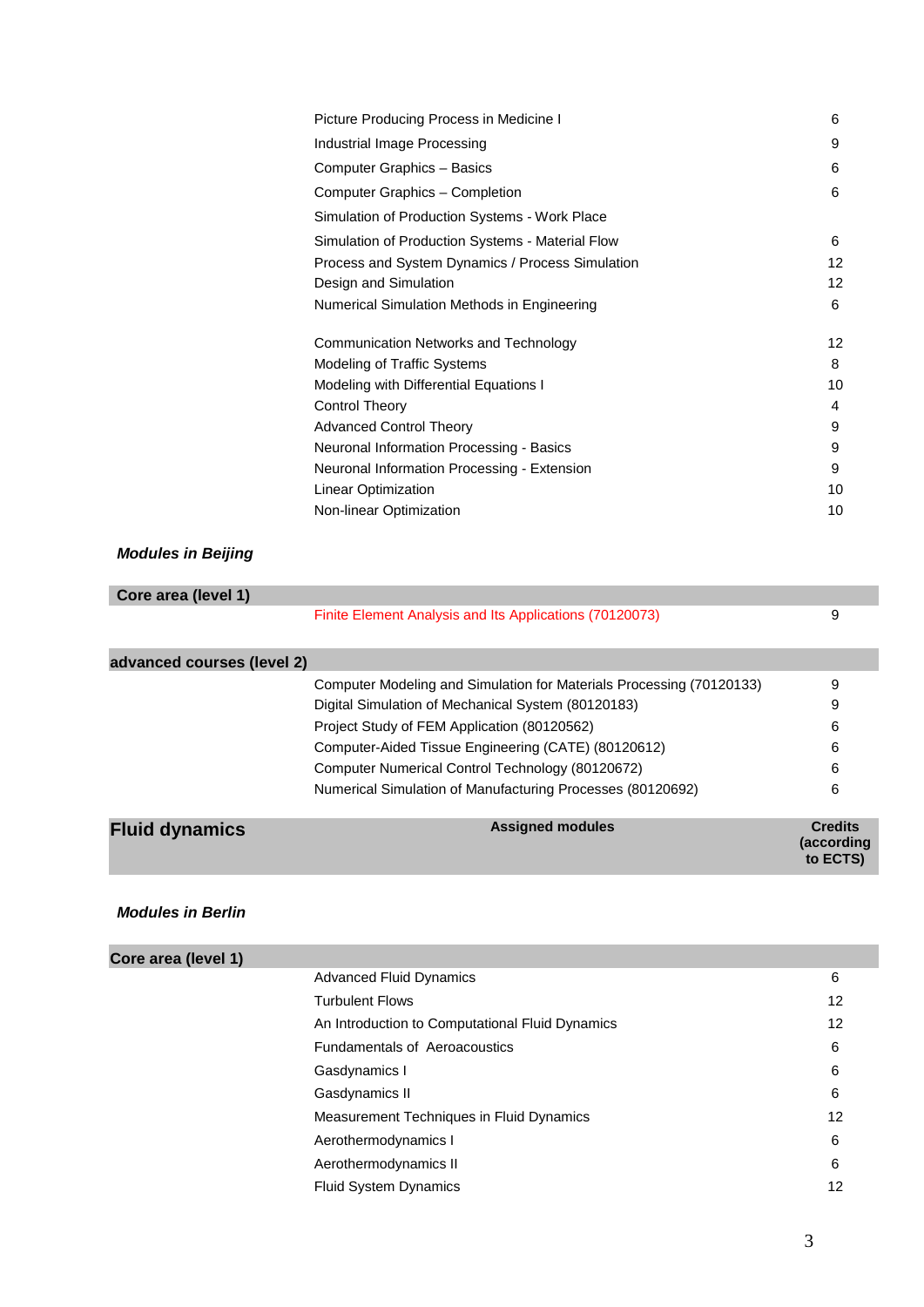| | |
|---|---|
| Picture Producing Process in Medicine I | 6 |
| Industrial Image Processing | 9 |
| Computer Graphics – Basics | 6 |
| Computer Graphics – Completion | 6 |
| Simulation of Production Systems - Work Place | |
| Simulation of Production Systems - Material Flow | 6 |
| Process and System Dynamics / Process Simulation | 12 |
| Design and Simulation | 12 |
| Numerical Simulation Methods in Engineering | 6 |
| | |
| Communication Networks and Technology | 12 |
| Modeling of Traffic Systems | 8 |
| Modeling with Differential Equations I | 10 |
| Control Theory | 4 |
| Advanced Control Theory | 9 |
| Neuronal Information Processing - Basics | 9 |
| Neuronal Information Processing - Extension | 9 |
| Linear Optimization | 10 |
| Non-linear Optimization | 10 |

***Modules in Beijing***

| **Core area (level 1)** | | |
|---|---|---|
| | Finite Element Analysis and Its Applications (70120073) | 9 |
| **advanced courses (level 2)** | | |
| | Computer Modeling and Simulation for Materials Processing (70120133) | 9 |
| | Digital Simulation of Mechanical System (80120183) | 9 |
| | Project Study of FEM Application (80120562) | 6 |
| | Computer-Aided Tissue Engineering (CATE) (80120612) | 6 |
| | Computer Numerical Control Technology (80120672) | 6 |
| | Numerical Simulation of Manufacturing Processes (80120692) | 6 |

| **Fluid dynamics** | **Assigned modules** | **Credits (according to ECTS)** |
|---|---|---|

***Modules in Berlin***

| **Core area (level 1)** | | |
|---|---|---|
| | Advanced Fluid Dynamics | 6 |
| | Turbulent Flows | 12 |
| | An Introduction to Computational Fluid Dynamics | 12 |
| | Fundamentals of Aeroacoustics | 6 |
| | Gasdynamics I | 6 |
| | Gasdynamics II | 6 |
| | Measurement Techniques in Fluid Dynamics | 12 |
| | Aerothermodynamics I | 6 |
| | Aerothermodynamics II | 6 |
| | Fluid System Dynamics | 12 |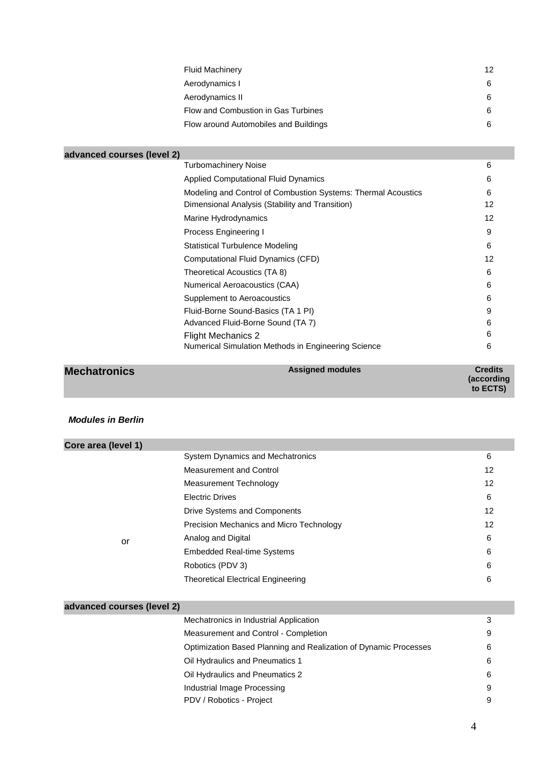| | | |
|---|---|---|
| | Fluid Machinery | 12 |
| | Aerodynamics I | 6 |
| | Aerodynamics II | 6 |
| | Flow and Combustion in Gas Turbines | 6 |
| | Flow around Automobiles and Buildings | 6 |

| advanced courses (level 2) | | |
|---|---|---|
| | Turbomachinery Noise | 6 |
| | Applied Computational Fluid Dynamics | 6 |
| | Modeling and Control of Combustion Systems: Thermal Acoustics | 6 |
| | Dimensional Analysis (Stability and Transition) | 12 |
| | Marine Hydrodynamics | 12 |
| | Process Engineering I | 9 |
| | Statistical Turbulence Modeling | 6 |
| | Computational Fluid Dynamics (CFD) | 12 |
| | Theoretical Acoustics (TA 8) | 6 |
| | Numerical Aeroacoustics (CAA) | 6 |
| | Supplement to Aeroacoustics | 6 |
| | Fluid-Borne Sound-Basics (TA 1 PI) | 9 |
| | Advanced Fluid-Borne Sound (TA 7) | 6 |
| | Flight Mechanics 2 | 6 |
| | Numerical Simulation Methods in Engineering Science | 6 |

| Mechatronics | Assigned modules | Credits (according to ECTS) |
|---|---|---|

***Modules in Berlin***

| Core area (level 1) | | |
|---|---|---|
| | System Dynamics and Mechatronics | 6 |
| | Measurement and Control | 12 |
| | Measurement Technology | 12 |
| | Electric Drives | 6 |
| | Drive Systems and Components | 12 |
| | Precision Mechanics and Micro Technology | 12 |
| or | Analog and Digital | 6 |
| | Embedded Real-time Systems | 6 |
| | Robotics (PDV 3) | 6 |
| | Theoretical Electrical Engineering | 6 |

| advanced courses (level 2) | | |
|---|---|---|
| | Mechatronics in Industrial Application | 3 |
| | Measurement and Control - Completion | 9 |
| | Optimization Based Planning and Realization of Dynamic Processes | 6 |
| | Oil Hydraulics and Pneumatics 1 | 6 |
| | Oil Hydraulics and Pneumatics 2 | 6 |
| | Industrial Image Processing | 9 |
| | PDV / Robotics - Project | 9 |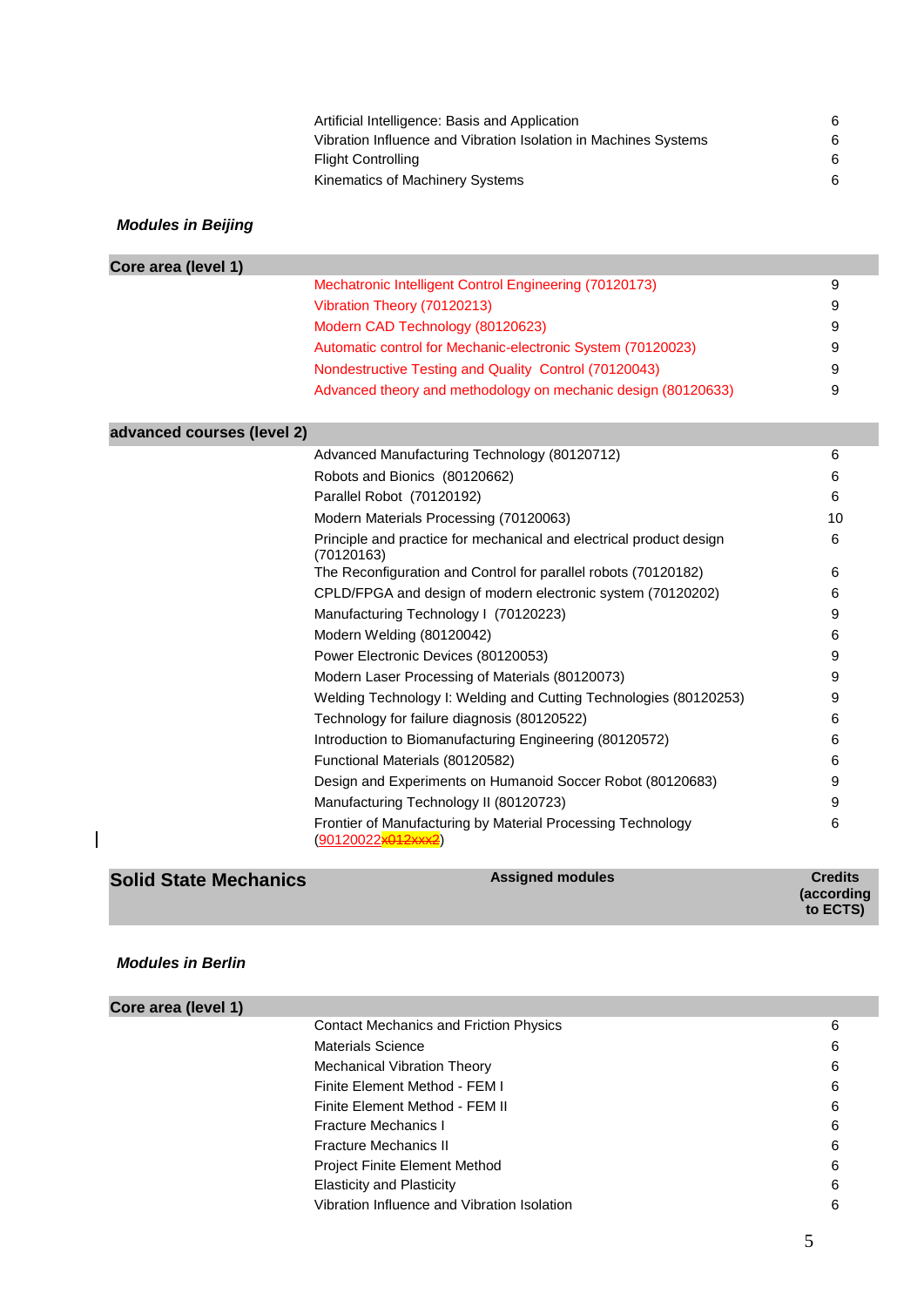| | | |
|---|---|---|
| | Artificial Intelligence: Basis and Application | 6 |
| | Vibration Influence and Vibration Isolation in Machines Systems | 6 |
| | Flight Controlling | 6 |
| | Kinematics of Machinery Systems | 6 |

***Modules in Beijing***

| Core area (level 1) | | |
|---|---|---|
| | Mechatronic Intelligent Control Engineering (70120173) | 9 |
| | Vibration Theory (70120213) | 9 |
| | Modern CAD Technology (80120623) | 9 |
| | Automatic control for Mechanic-electronic System (70120023) | 9 |
| | Nondestructive Testing and Quality Control (70120043) | 9 |
| | Advanced theory and methodology on mechanic design (80120633) | 9 |

| advanced courses (level 2) | | |
|---|---|---|
| | Advanced Manufacturing Technology (80120712) | 6 |
| | Robots and Bionics (80120662) | 6 |
| | Parallel Robot (70120192) | 6 |
| | Modern Materials Processing (70120063) | 10 |
| | Principle and practice for mechanical and electrical product design (70120163) | 6 |
| | The Reconfiguration and Control for parallel robots (70120182) | 6 |
| | CPLD/FPGA and design of modern electronic system (70120202) | 6 |
| | Manufacturing Technology I (70120223) | 9 |
| | Modern Welding (80120042) | 6 |
| | Power Electronic Devices (80120053) | 9 |
| | Modern Laser Processing of Materials (80120073) | 9 |
| | Welding Technology I: Welding and Cutting Technologies (80120253) | 9 |
| | Technology for failure diagnosis (80120522) | 6 |
| | Introduction to Biomanufacturing Engineering (80120572) | 6 |
| | Functional Materials (80120582) | 6 |
| | Design and Experiments on Humanoid Soccer Robot (80120683) | 9 |
| | Manufacturing Technology II (80120723) | 9 |
| | Frontier of Manufacturing by Material Processing Technology (90120022~~x012xxx2~~) | 6 |

| Solid State Mechanics | Assigned modules | Credits (according to ECTS) |
|---|---|---|

***Modules in Berlin***

| Core area (level 1) | | |
|---|---|---|
| | Contact Mechanics and Friction Physics | 6 |
| | Materials Science | 6 |
| | Mechanical Vibration Theory | 6 |
| | Finite Element Method - FEM I | 6 |
| | Finite Element Method - FEM II | 6 |
| | Fracture Mechanics I | 6 |
| | Fracture Mechanics II | 6 |
| | Project Finite Element Method | 6 |
| | Elasticity and Plasticity | 6 |
| | Vibration Influence and Vibration Isolation | 6 |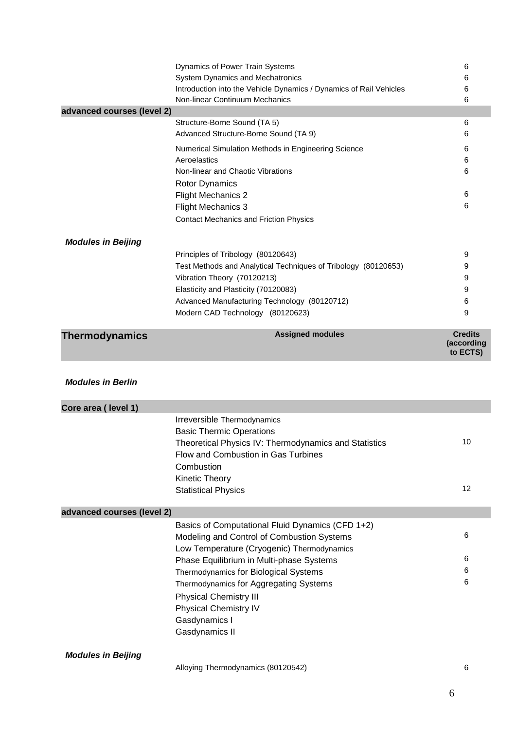| | | |
|---|---|---|
| | Dynamics of Power Train Systems | 6 |
| | System Dynamics and Mechatronics | 6 |
| | Introduction into the Vehicle Dynamics / Dynamics of Rail Vehicles | 6 |
| | Non-linear Continuum Mechanics | 6 |
| **advanced courses (level 2)** | | |
| | Structure-Borne Sound (TA 5) | 6 |
| | Advanced Structure-Borne Sound (TA 9) | 6 |
| | Numerical Simulation Methods in Engineering Science | 6 |
| | Aeroelastics | 6 |
| | Non-linear and Chaotic Vibrations | 6 |
| | Rotor Dynamics | |
| | Flight Mechanics 2 | 6 |
| | Flight Mechanics 3 | 6 |
| | Contact Mechanics and Friction Physics | |
| ***Modules in Beijing*** | | |
| | Principles of Tribology (80120643) | 9 |
| | Test Methods and Analytical Techniques of Tribology (80120653) | 9 |
| | Vibration Theory (70120213) | 9 |
| | Elasticity and Plasticity (70120083) | 9 |
| | Advanced Manufacturing Technology (80120712) | 6 |
| | Modern CAD Technology (80120623) | 9 |

| **Thermodynamics** | **Assigned modules** | **Credits (according to ECTS)** |
|---|---|---|
| ***Modules in Berlin*** | | |
| **Core area ( level 1)** | | |
| | Irreversible Thermodynamics | |
| | Basic Thermic Operations | |
| | Theoretical Physics IV: Thermodynamics and Statistics | 10 |
| | Flow and Combustion in Gas Turbines | |
| | Combustion | |
| | Kinetic Theory | |
| | Statistical Physics | 12 |
| **advanced courses (level 2)** | | |
| | Basics of Computational Fluid Dynamics (CFD 1+2) | |
| | Modeling and Control of Combustion Systems | 6 |
| | Low Temperature (Cryogenic) Thermodynamics | |
| | Phase Equilibrium in Multi-phase Systems | 6 |
| | Thermodynamics for Biological Systems | 6 |
| | Thermodynamics for Aggregating Systems | 6 |
| | Physical Chemistry III | |
| | Physical Chemistry IV | |
| | Gasdynamics I | |
| | Gasdynamics II | |
| ***Modules in Beijing*** | | |
| | Alloying Thermodynamics (80120542) | 6 |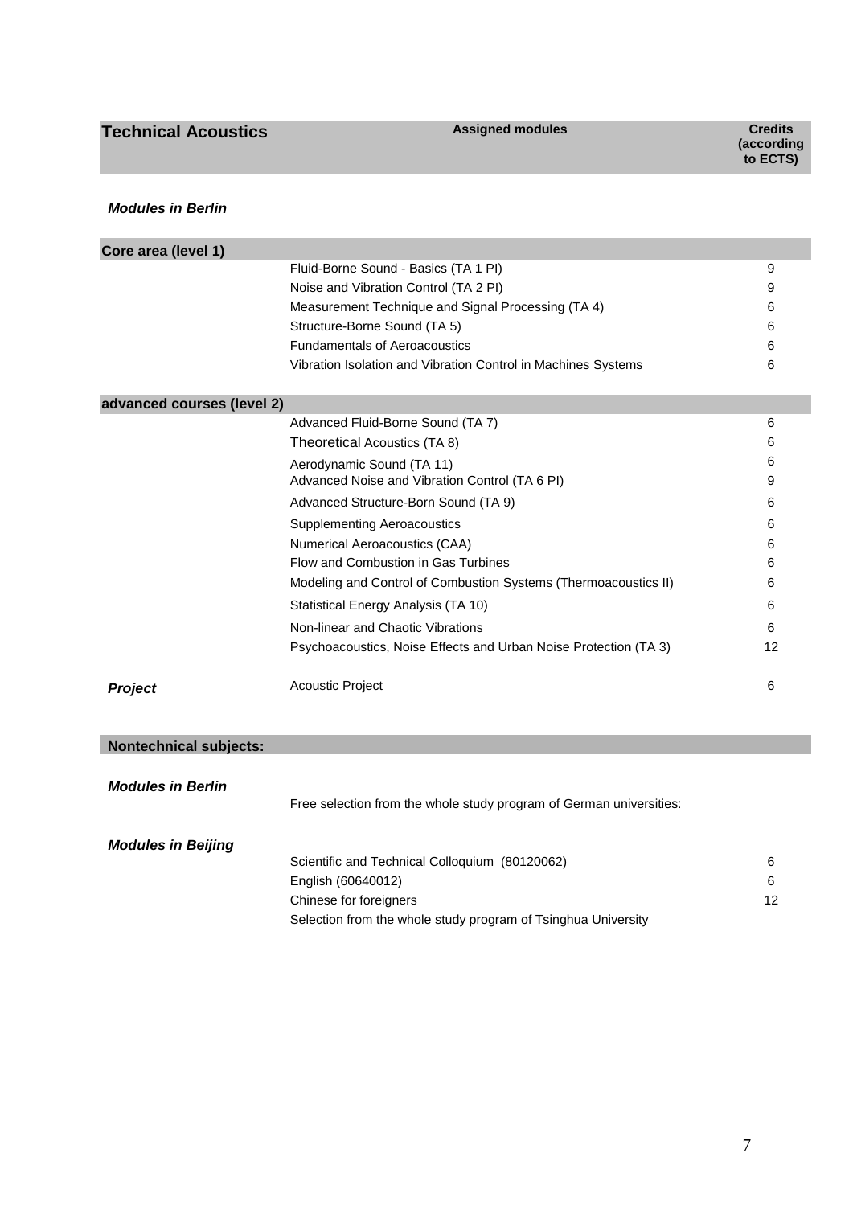| Technical Acoustics | Assigned modules | Credits (according to ECTS) |
|---|---|---|
| ***Modules in Berlin*** | | |
| **Core area (level 1)** | | |
| | Fluid-Borne Sound - Basics (TA 1 PI) | 9 |
| | Noise and Vibration Control (TA 2 PI) | 9 |
| | Measurement Technique and Signal Processing (TA 4) | 6 |
| | Structure-Borne Sound (TA 5) | 6 |
| | Fundamentals of Aeroacoustics | 6 |
| | Vibration Isolation and Vibration Control in Machines Systems | 6 |
| **advanced courses (level 2)** | | |
| | Advanced Fluid-Borne Sound (TA 7) | 6 |
| | Theoretical Acoustics (TA 8) | 6 |
| | Aerodynamic Sound (TA 11) | 6 |
| | Advanced Noise and Vibration Control (TA 6 PI) | 9 |
| | Advanced Structure-Born Sound (TA 9) | 6 |
| | Supplementing Aeroacoustics | 6 |
| | Numerical Aeroacoustics (CAA) | 6 |
| | Flow and Combustion in Gas Turbines | 6 |
| | Modeling and Control of Combustion Systems (Thermoacoustics II) | 6 |
| | Statistical Energy Analysis (TA 10) | 6 |
| | Non-linear and Chaotic Vibrations | 6 |
| | Psychoacoustics, Noise Effects and Urban Noise Protection (TA 3) | 12 |
| ***Project*** | Acoustic Project | 6 |
| **Nontechnical subjects:** | | |
| ***Modules in Berlin*** | Free selection from the whole study program of German universities: | |
| ***Modules in Beijing*** | | |
| | Scientific and Technical Colloquium (80120062) | 6 |
| | English (60640012) | 6 |
| | Chinese for foreigners | 12 |
| | Selection from the whole study program of Tsinghua University | |